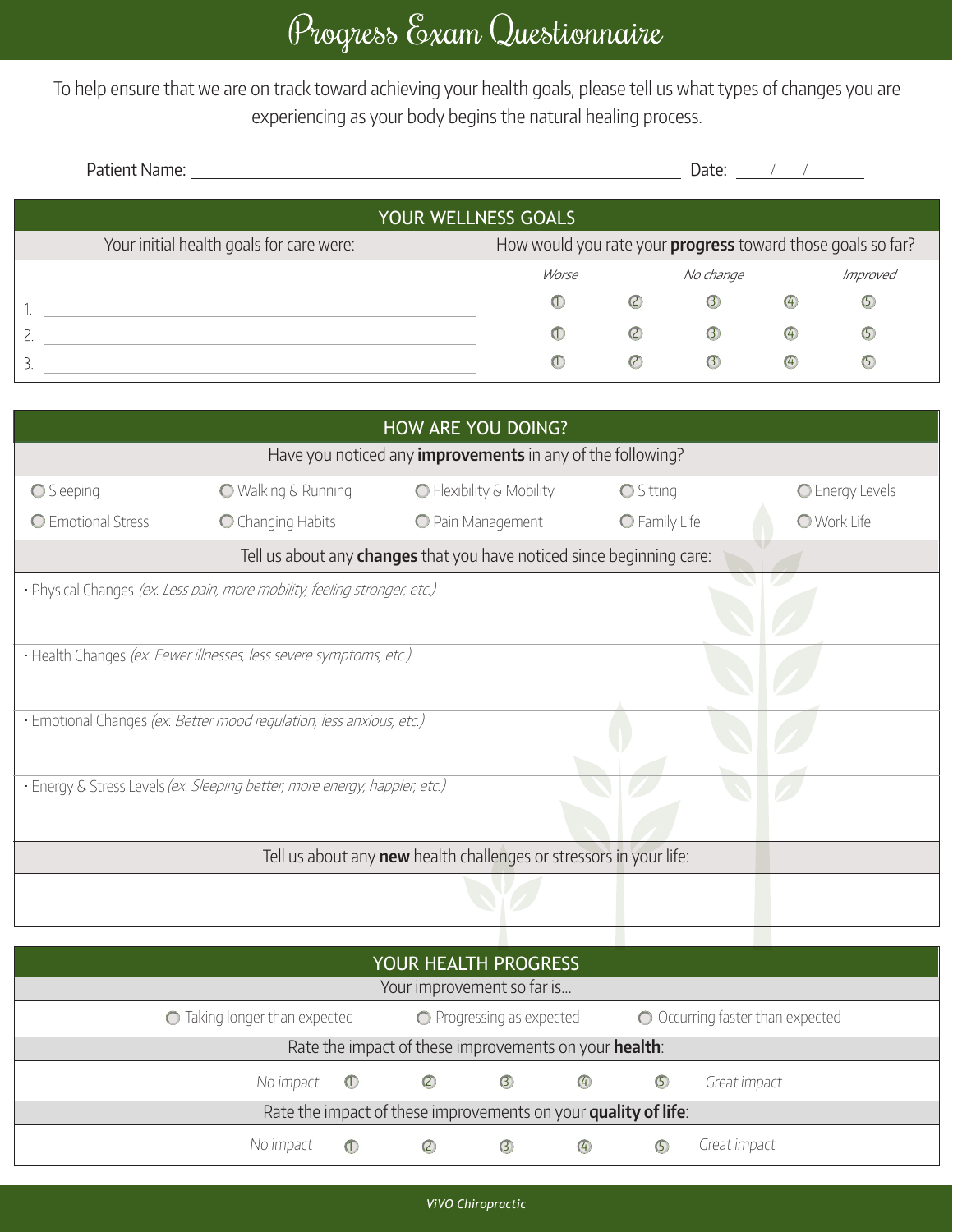# Progress Exam Questionnaire

To help ensure that we are on track toward achieving your health goals, please tell us what types of changes you are experiencing as your body begins the natural healing process.

Patient Name: ________________________________________ Date: ___/___/______

## YOUR WELLNESS GOALS

| Your initial health goals for care were: | How would you rate your **progress** toward those goals so far? | | | | |
|---|---|---|---|---|---|
| | *Worse* | | *No change* | | *Improved* |
| 1. ______________________ | ① | ② | ③ | ④ | ⑤ |
| 2. ______________________ | ① | ② | ③ | ④ | ⑤ |
| 3. ______________________ | ① | ② | ③ | ④ | ⑤ |

## HOW ARE YOU DOING?

Have you noticed any **improvements** in any of the following?

- ○ Sleeping
- ○ Walking & Running
- ○ Flexibility & Mobility
- ○ Sitting
- ○ Energy Levels
- ○ Emotional Stress
- ○ Changing Habits
- ○ Pain Management
- ○ Family Life
- ○ Work Life

Tell us about any **changes** that you have noticed since beginning care:

· Physical Changes *(ex. Less pain, more mobility, feeling stronger, etc.)*

· Health Changes *(ex. Fewer illnesses, less severe symptoms, etc.)*

· Emotional Changes *(ex. Better mood regulation, less anxious, etc.)*

· Energy & Stress Levels *(ex. Sleeping better, more energy, happier, etc.)*

Tell us about any **new** health challenges or stressors in your life:

## YOUR HEALTH PROGRESS

Your improvement so far is...

○ Taking longer than expected ○ Progressing as expected ○ Occurring faster than expected

Rate the impact of these improvements on your **health**:

*No impact* ① ② ③ ④ ⑤ *Great impact*

Rate the impact of these improvements on your **quality of life**:

*No impact* ① ② ③ ④ ⑤ *Great impact*

*ViVO Chiropractic*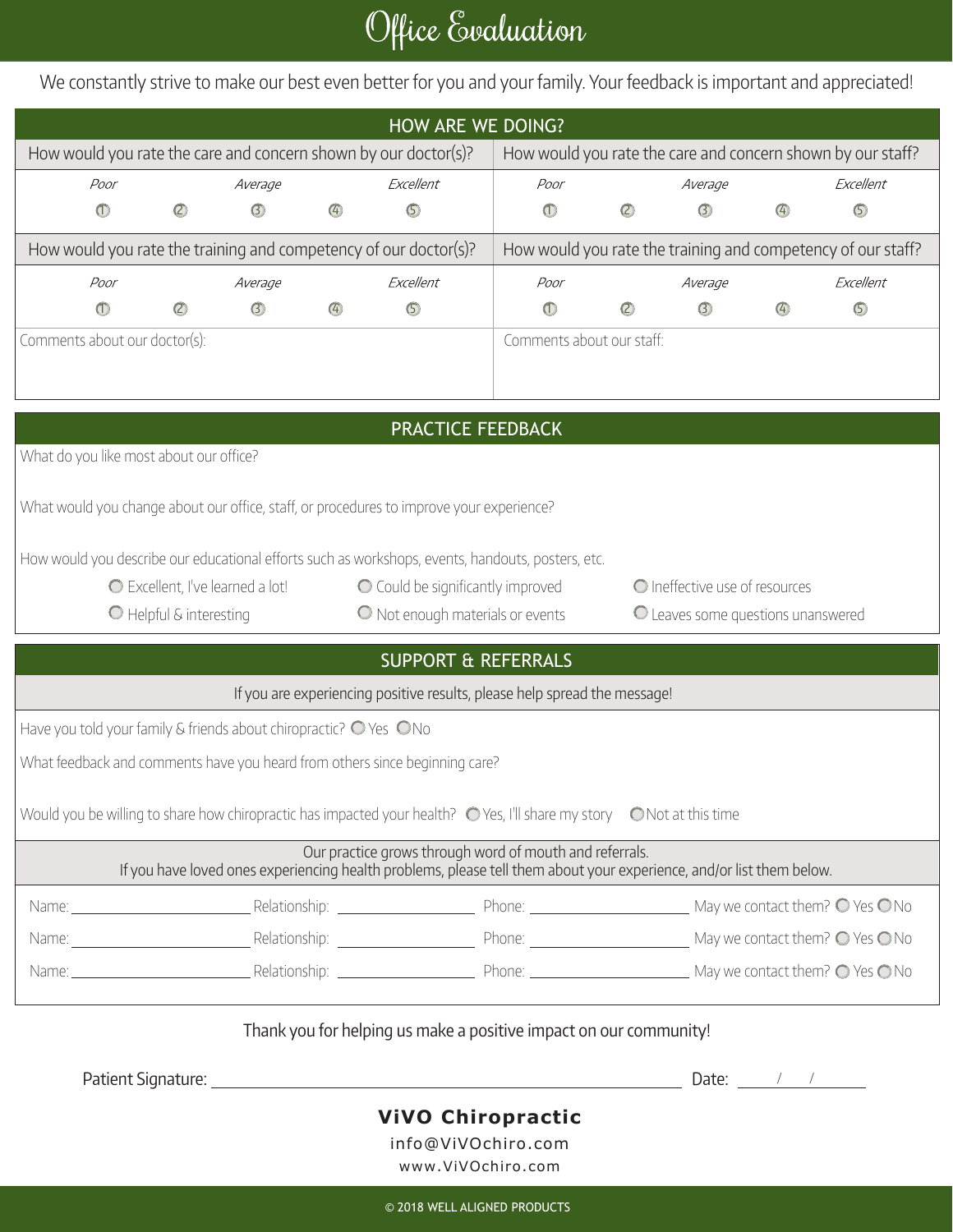# Office Evaluation

We constantly strive to make our best even better for you and your family. Your feedback is important and appreciated!

## HOW ARE WE DOING?

How would you rate the care and concern shown by our doctor(s)?

*Poor* ① ② *Average* ③ ④ *Excellent* ⑤

How would you rate the care and concern shown by our staff?

*Poor* ① ② *Average* ③ ④ *Excellent* ⑤

How would you rate the training and competency of our doctor(s)?

*Poor* ① ② *Average* ③ ④ *Excellent* ⑤

How would you rate the training and competency of our staff?

*Poor* ① ② *Average* ③ ④ *Excellent* ⑤

Comments about our doctor(s):

Comments about our staff:

## PRACTICE FEEDBACK

What do you like most about our office?

What would you change about our office, staff, or procedures to improve your experience?

How would you describe our educational efforts such as workshops, events, handouts, posters, etc.

- ○ Excellent, I've learned a lot!
- ○ Could be significantly improved
- ○ Ineffective use of resources
- ○ Helpful & interesting
- ○ Not enough materials or events
- ○ Leaves some questions unanswered

## SUPPORT & REFERRALS

If you are experiencing positive results, please help spread the message!

Have you told your family & friends about chiropractic? ○ Yes ○ No

What feedback and comments have you heard from others since beginning care?

Would you be willing to share how chiropractic has impacted your health? ○ Yes, I'll share my story ○ Not at this time

Our practice grows through word of mouth and referrals.
If you have loved ones experiencing health problems, please tell them about your experience, and/or list them below.

Name: ____________ Relationship: ____________ Phone: ____________ May we contact them? ○ Yes ○ No

Name: ____________ Relationship: ____________ Phone: ____________ May we contact them? ○ Yes ○ No

Name: ____________ Relationship: ____________ Phone: ____________ May we contact them? ○ Yes ○ No

Thank you for helping us make a positive impact on our community!

Patient Signature: ______________________________ Date: ___/___/______

**ViVO Chiropractic**
info@ViVOchiro.com
www.ViVOchiro.com

© 2018 WELL ALIGNED PRODUCTS